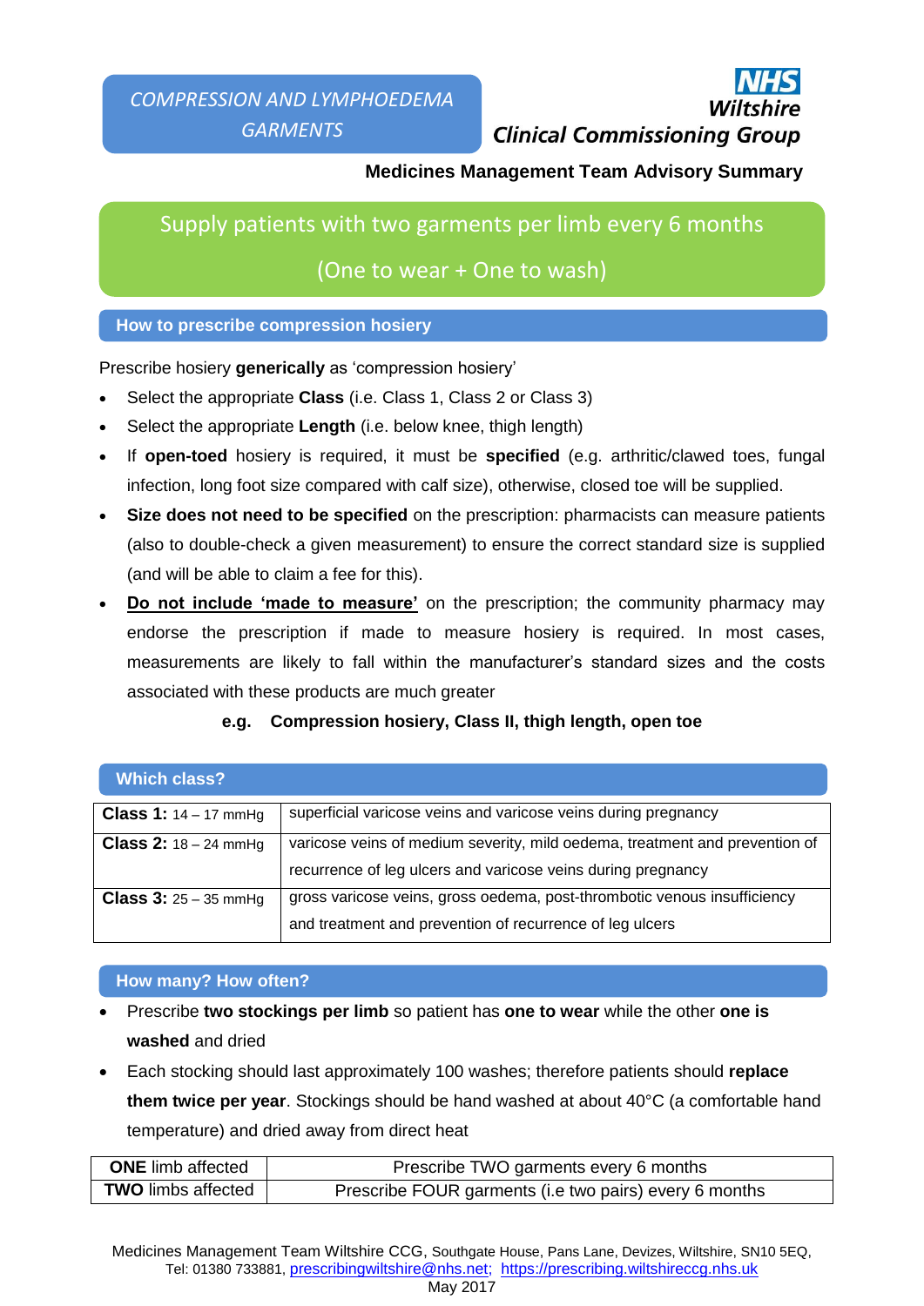# COMPRESSION AND LYMPHOEDEMA GARMENTS

**NHS Wiltshire**
***Clinical Commissioning Group***

**Medicines Management Team Advisory Summary**

## Supply patients with two garments per limb every 6 months

## (One to wear + One to wash)

## How to prescribe compression hosiery

Prescribe hosiery **generically** as 'compression hosiery'

- Select the appropriate **Class** (i.e. Class 1, Class 2 or Class 3)
- Select the appropriate **Length** (i.e. below knee, thigh length)
- If **open-toed** hosiery is required, it must be **specified** (e.g. arthritic/clawed toes, fungal infection, long foot size compared with calf size), otherwise, closed toe will be supplied.
- **Size does not need to be specified** on the prescription: pharmacists can measure patients (also to double-check a given measurement) to ensure the correct standard size is supplied (and will be able to claim a fee for this).
- **Do not include 'made to measure'** on the prescription; the community pharmacy may endorse the prescription if made to measure hosiery is required. In most cases, measurements are likely to fall within the manufacturer's standard sizes and the costs associated with these products are much greater

**e.g. Compression hosiery, Class II, thigh length, open toe**

## Which class?

| | |
|---|---|
| **Class 1:** 14 – 17 mmHg | superficial varicose veins and varicose veins during pregnancy |
| **Class 2:** 18 – 24 mmHg | varicose veins of medium severity, mild oedema, treatment and prevention of recurrence of leg ulcers and varicose veins during pregnancy |
| **Class 3:** 25 – 35 mmHg | gross varicose veins, gross oedema, post-thrombotic venous insufficiency and treatment and prevention of recurrence of leg ulcers |

## How many? How often?

- Prescribe **two stockings per limb** so patient has **one to wear** while the other **one is washed** and dried
- Each stocking should last approximately 100 washes; therefore patients should **replace them twice per year**. Stockings should be hand washed at about 40°C (a comfortable hand temperature) and dried away from direct heat

| | |
|---|---|
| **ONE** limb affected | Prescribe TWO garments every 6 months |
| **TWO** limbs affected | Prescribe FOUR garments (i.e two pairs) every 6 months |

Medicines Management Team Wiltshire CCG, Southgate House, Pans Lane, Devizes, Wiltshire, SN10 5EQ, Tel: 01380 733881, prescribingwiltshire@nhs.net; https://prescribing.wiltshireccg.nhs.uk
May 2017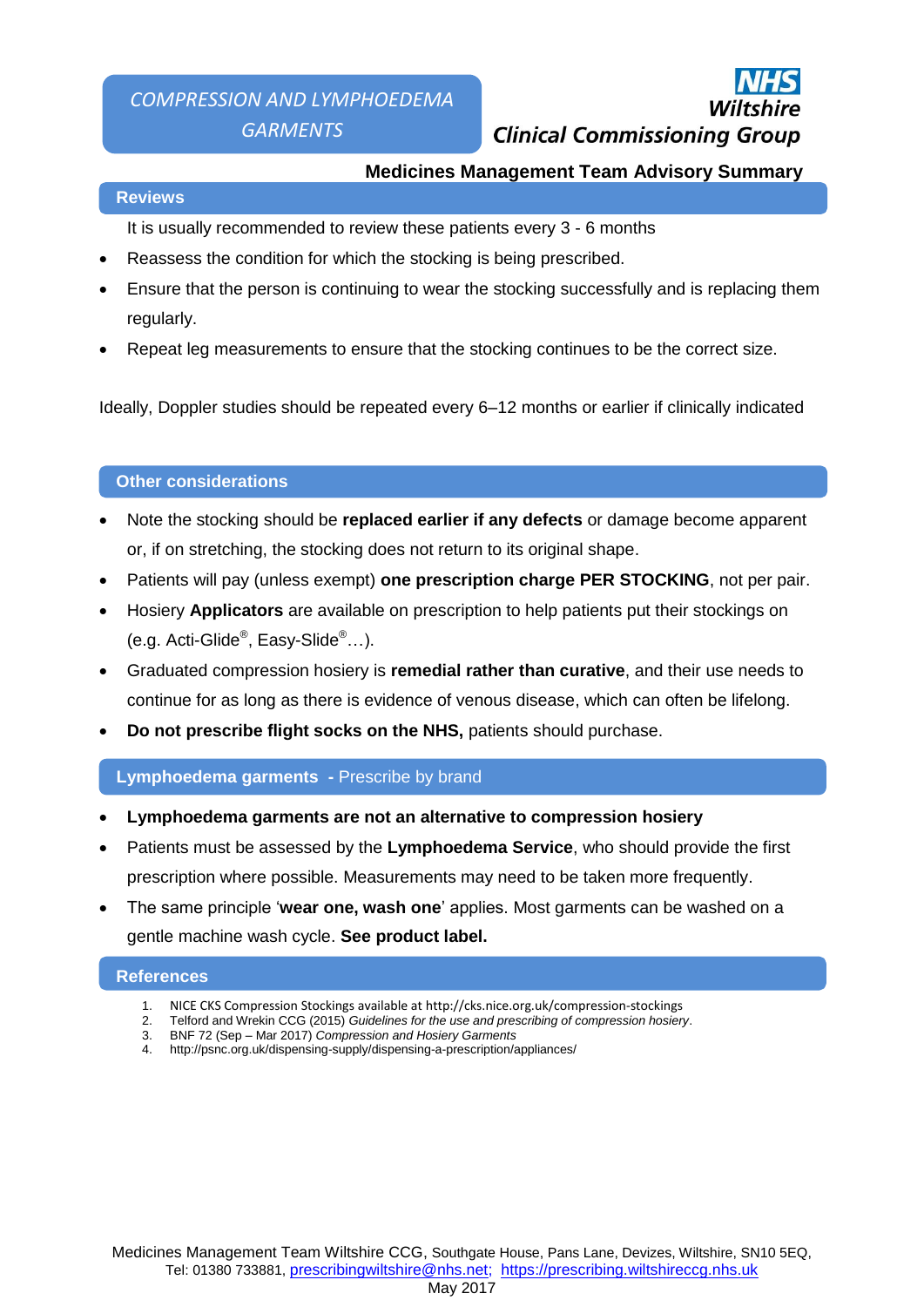COMPRESSION AND LYMPHOEDEMA GARMENTS

**NHS Wiltshire**
**Clinical Commissioning Group**

**Medicines Management Team Advisory Summary**

## Reviews

It is usually recommended to review these patients every 3 - 6 months

- Reassess the condition for which the stocking is being prescribed.
- Ensure that the person is continuing to wear the stocking successfully and is replacing them regularly.
- Repeat leg measurements to ensure that the stocking continues to be the correct size.

Ideally, Doppler studies should be repeated every 6–12 months or earlier if clinically indicated

## Other considerations

- Note the stocking should be **replaced earlier if any defects** or damage become apparent or, if on stretching, the stocking does not return to its original shape.
- Patients will pay (unless exempt) **one prescription charge PER STOCKING**, not per pair.
- Hosiery **Applicators** are available on prescription to help patients put their stockings on (e.g. Acti-Glide®, Easy-Slide®…).
- Graduated compression hosiery is **remedial rather than curative**, and their use needs to continue for as long as there is evidence of venous disease, which can often be lifelong.
- **Do not prescribe flight socks on the NHS,** patients should purchase.

## Lymphoedema garments - Prescribe by brand

- **Lymphoedema garments are not an alternative to compression hosiery**
- Patients must be assessed by the **Lymphoedema Service**, who should provide the first prescription where possible. Measurements may need to be taken more frequently.
- The same principle '**wear one, wash one**' applies. Most garments can be washed on a gentle machine wash cycle. **See product label.**

## References

1. NICE CKS Compression Stockings available at http://cks.nice.org.uk/compression-stockings
2. Telford and Wrekin CCG (2015) *Guidelines for the use and prescribing of compression hosiery*.
3. BNF 72 (Sep – Mar 2017) *Compression and Hosiery Garments*
4. http://psnc.org.uk/dispensing-supply/dispensing-a-prescription/appliances/

Medicines Management Team Wiltshire CCG, Southgate House, Pans Lane, Devizes, Wiltshire, SN10 5EQ, Tel: 01380 733881, prescribingwiltshire@nhs.net; https://prescribing.wiltshireccg.nhs.uk
May 2017